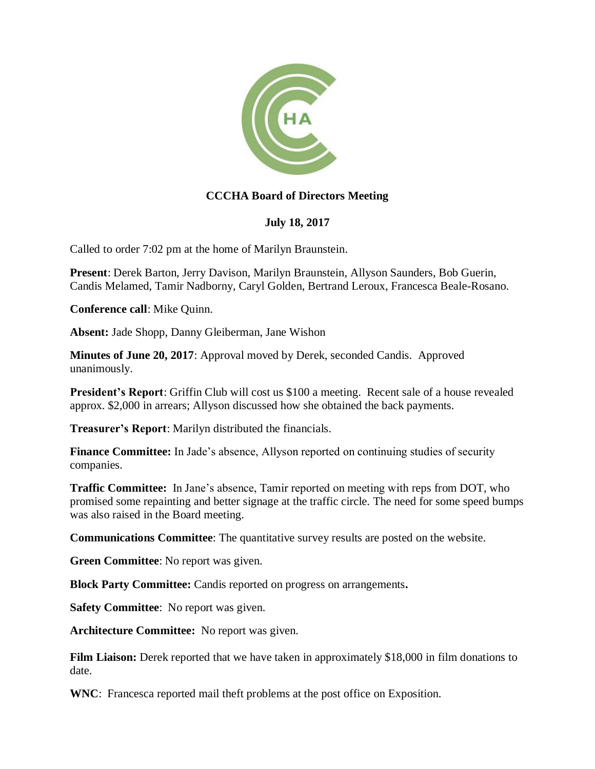# CCCHA Board of Directors Meeting

## July 18, 2017

Called to order 7:02 pm at the home of Marilyn Braunstein.

**Present**: Derek Barton, Jerry Davison, Marilyn Braunstein, Allyson Saunders, Bob Guerin, Candis Melamed, Tamir Nadborny, Caryl Golden, Bertrand Leroux, Francesca Beale-Rosano.

**Conference call**: Mike Quinn.

**Absent:** Jade Shopp, Danny Gleiberman, Jane Wishon

**Minutes of June 20, 2017**: Approval moved by Derek, seconded Candis. Approved unanimously.

**President's Report**: Griffin Club will cost us $100 a meeting. Recent sale of a house revealed approx. $2,000 in arrears; Allyson discussed how she obtained the back payments.

**Treasurer's Report**: Marilyn distributed the financials.

**Finance Committee:** In Jade's absence, Allyson reported on continuing studies of security companies.

**Traffic Committee:** In Jane's absence, Tamir reported on meeting with reps from DOT, who promised some repainting and better signage at the traffic circle. The need for some speed bumps was also raised in the Board meeting.

**Communications Committee**: The quantitative survey results are posted on the website.

**Green Committee**: No report was given.

**Block Party Committee:** Candis reported on progress on arrangements**.**

**Safety Committee**: No report was given.

**Architecture Committee:** No report was given.

**Film Liaison:** Derek reported that we have taken in approximately $18,000 in film donations to date.

**WNC**: Francesca reported mail theft problems at the post office on Exposition.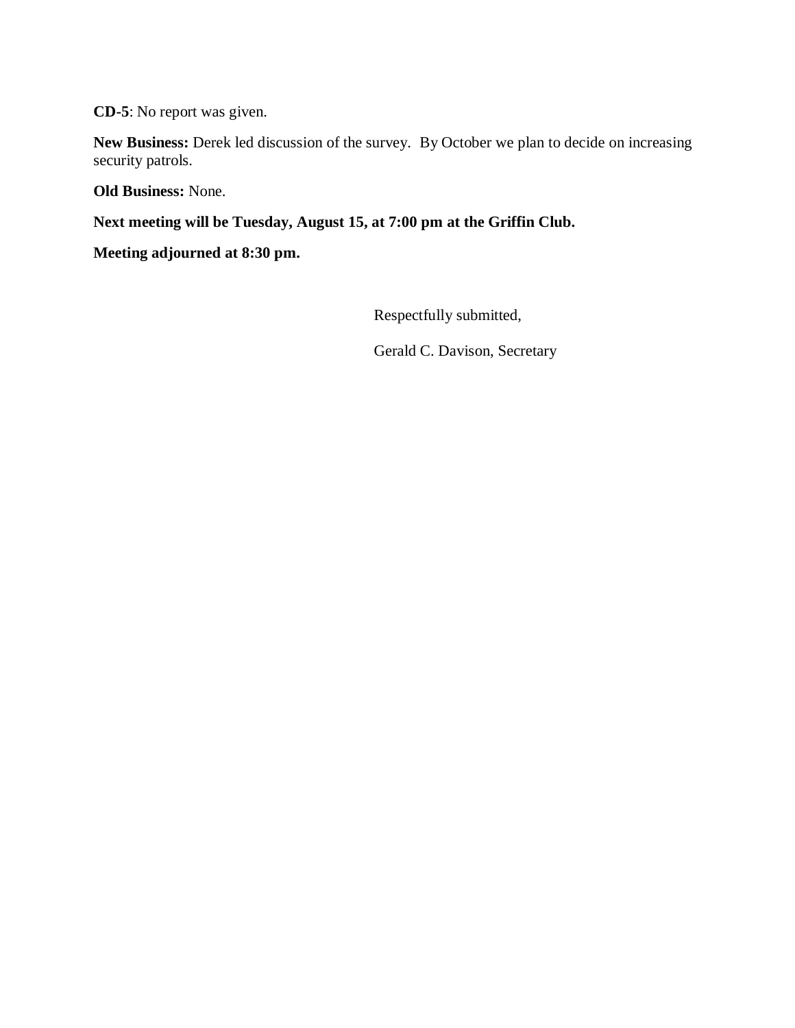**CD-5**: No report was given.

**New Business:** Derek led discussion of the survey. By October we plan to decide on increasing security patrols.

**Old Business:** None.

**Next meeting will be Tuesday, August 15, at 7:00 pm at the Griffin Club.**

**Meeting adjourned at 8:30 pm.**

Respectfully submitted,

Gerald C. Davison, Secretary